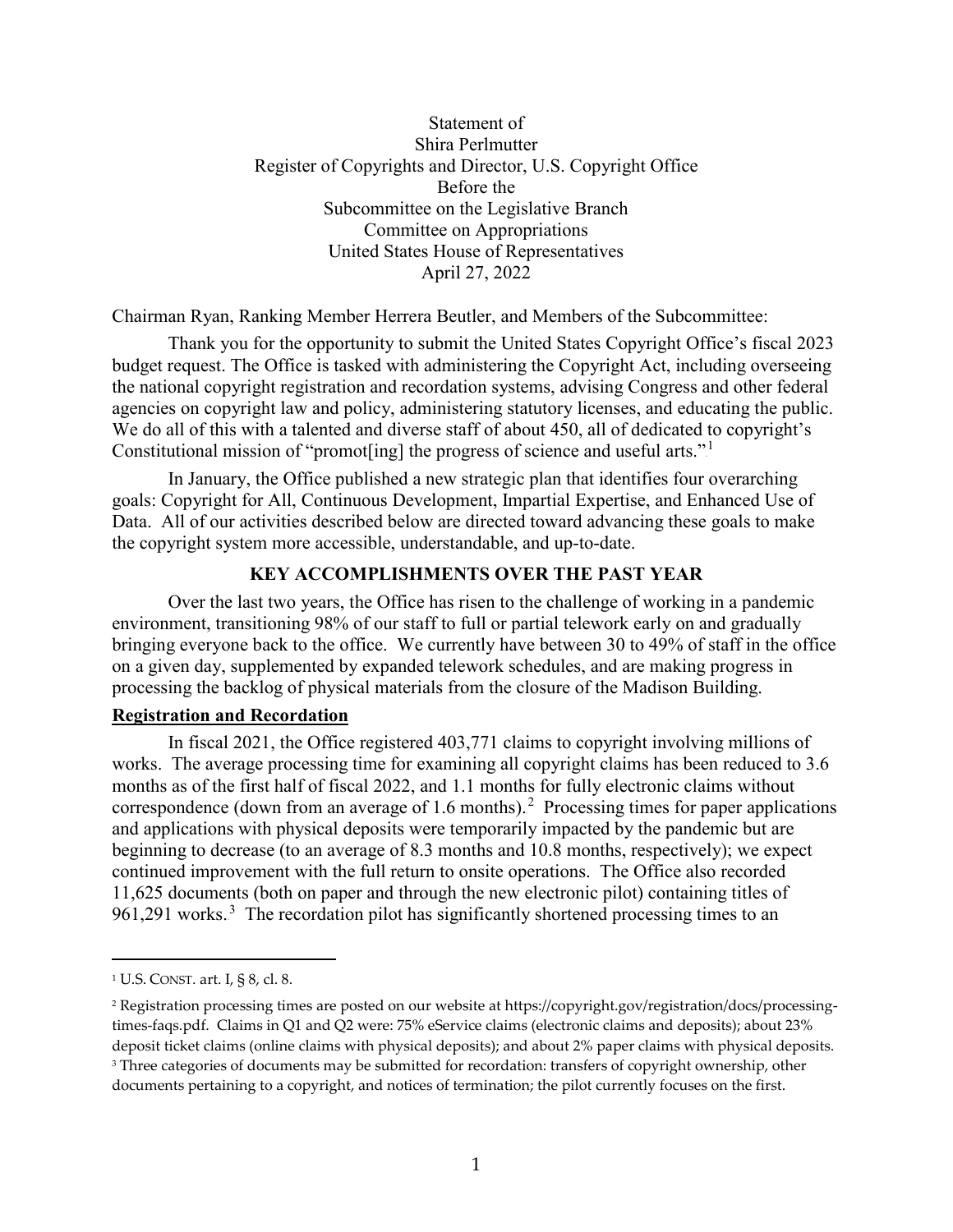Statement of
Shira Perlmutter
Register of Copyrights and Director, U.S. Copyright Office
Before the
Subcommittee on the Legislative Branch
Committee on Appropriations
United States House of Representatives
April 27, 2022

Chairman Ryan, Ranking Member Herrera Beutler, and Members of the Subcommittee:

Thank you for the opportunity to submit the United States Copyright Office's fiscal 2023 budget request. The Office is tasked with administering the Copyright Act, including overseeing the national copyright registration and recordation systems, advising Congress and other federal agencies on copyright law and policy, administering statutory licenses, and educating the public. We do all of this with a talented and diverse staff of about 450, all of dedicated to copyright's Constitutional mission of "promot[ing] the progress of science and useful arts."[1]

In January, the Office published a new strategic plan that identifies four overarching goals: Copyright for All, Continuous Development, Impartial Expertise, and Enhanced Use of Data. All of our activities described below are directed toward advancing these goals to make the copyright system more accessible, understandable, and up-to-date.

## KEY ACCOMPLISHMENTS OVER THE PAST YEAR

Over the last two years, the Office has risen to the challenge of working in a pandemic environment, transitioning 98% of our staff to full or partial telework early on and gradually bringing everyone back to the office. We currently have between 30 to 49% of staff in the office on a given day, supplemented by expanded telework schedules, and are making progress in processing the backlog of physical materials from the closure of the Madison Building.

### Registration and Recordation

In fiscal 2021, the Office registered 403,771 claims to copyright involving millions of works. The average processing time for examining all copyright claims has been reduced to 3.6 months as of the first half of fiscal 2022, and 1.1 months for fully electronic claims without correspondence (down from an average of 1.6 months).[2] Processing times for paper applications and applications with physical deposits were temporarily impacted by the pandemic but are beginning to decrease (to an average of 8.3 months and 10.8 months, respectively); we expect continued improvement with the full return to onsite operations. The Office also recorded 11,625 documents (both on paper and through the new electronic pilot) containing titles of 961,291 works.[3] The recordation pilot has significantly shortened processing times to an

---

[1] U.S. CONST. art. I, § 8, cl. 8.

[2] Registration processing times are posted on our website at https://copyright.gov/registration/docs/processing-times-faqs.pdf. Claims in Q1 and Q2 were: 75% eService claims (electronic claims and deposits); about 23% deposit ticket claims (online claims with physical deposits); and about 2% paper claims with physical deposits.

[3] Three categories of documents may be submitted for recordation: transfers of copyright ownership, other documents pertaining to a copyright, and notices of termination; the pilot currently focuses on the first.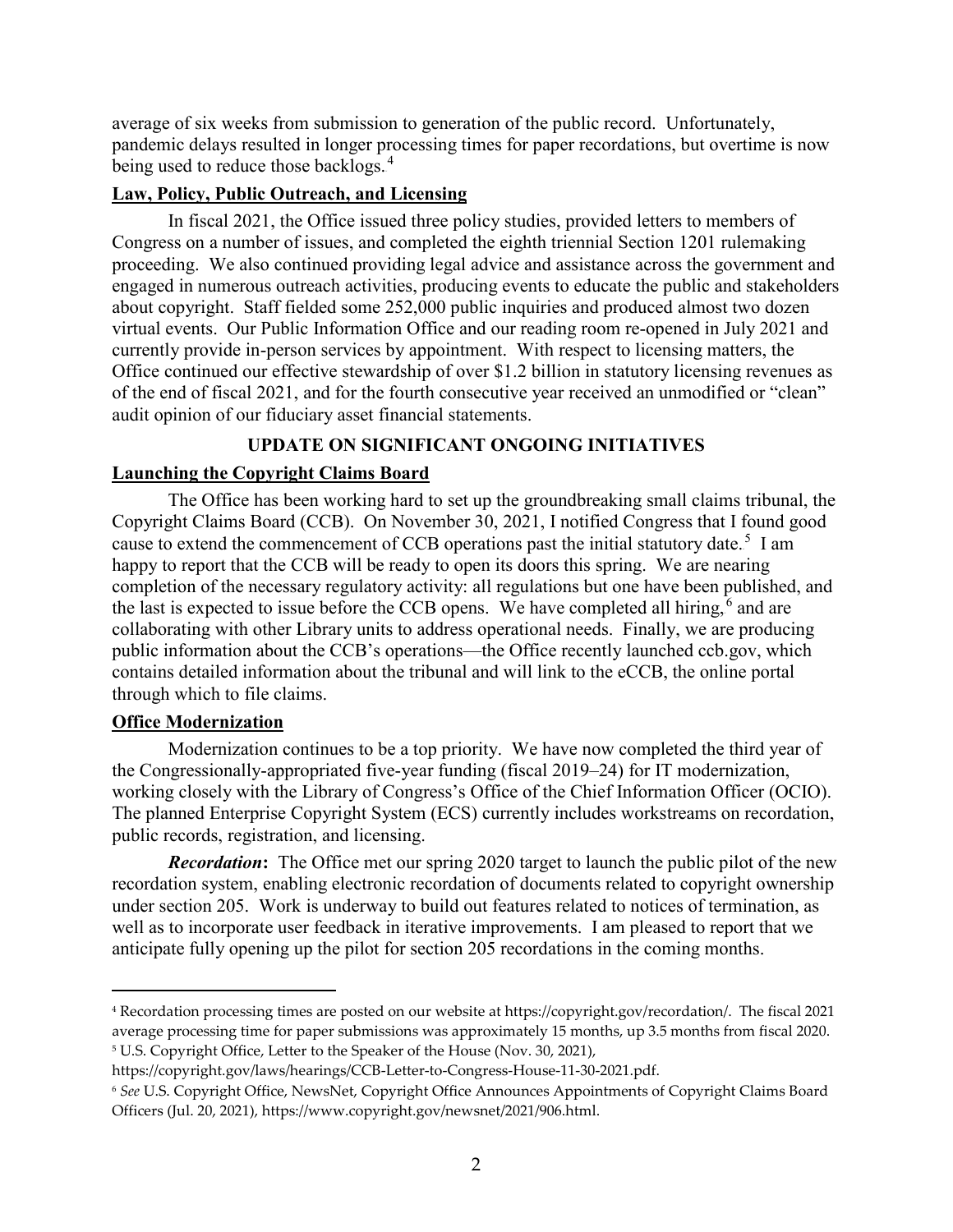average of six weeks from submission to generation of the public record. Unfortunately, pandemic delays resulted in longer processing times for paper recordations, but overtime is now being used to reduce those backlogs.[4]

**Law, Policy, Public Outreach, and Licensing**

In fiscal 2021, the Office issued three policy studies, provided letters to members of Congress on a number of issues, and completed the eighth triennial Section 1201 rulemaking proceeding. We also continued providing legal advice and assistance across the government and engaged in numerous outreach activities, producing events to educate the public and stakeholders about copyright. Staff fielded some 252,000 public inquiries and produced almost two dozen virtual events. Our Public Information Office and our reading room re-opened in July 2021 and currently provide in-person services by appointment. With respect to licensing matters, the Office continued our effective stewardship of over $1.2 billion in statutory licensing revenues as of the end of fiscal 2021, and for the fourth consecutive year received an unmodified or "clean" audit opinion of our fiduciary asset financial statements.

## UPDATE ON SIGNIFICANT ONGOING INITIATIVES

**Launching the Copyright Claims Board**

The Office has been working hard to set up the groundbreaking small claims tribunal, the Copyright Claims Board (CCB). On November 30, 2021, I notified Congress that I found good cause to extend the commencement of CCB operations past the initial statutory date.[5] I am happy to report that the CCB will be ready to open its doors this spring. We are nearing completion of the necessary regulatory activity: all regulations but one have been published, and the last is expected to issue before the CCB opens. We have completed all hiring,[6] and are collaborating with other Library units to address operational needs. Finally, we are producing public information about the CCB's operations—the Office recently launched ccb.gov, which contains detailed information about the tribunal and will link to the eCCB, the online portal through which to file claims.

**Office Modernization**

Modernization continues to be a top priority. We have now completed the third year of the Congressionally-appropriated five-year funding (fiscal 2019–24) for IT modernization, working closely with the Library of Congress's Office of the Chief Information Officer (OCIO). The planned Enterprise Copyright System (ECS) currently includes workstreams on recordation, public records, registration, and licensing.

***Recordation*:** The Office met our spring 2020 target to launch the public pilot of the new recordation system, enabling electronic recordation of documents related to copyright ownership under section 205. Work is underway to build out features related to notices of termination, as well as to incorporate user feedback in iterative improvements. I am pleased to report that we anticipate fully opening up the pilot for section 205 recordations in the coming months.

---

[4] Recordation processing times are posted on our website at https://copyright.gov/recordation/. The fiscal 2021 average processing time for paper submissions was approximately 15 months, up 3.5 months from fiscal 2020.

[5] U.S. Copyright Office, Letter to the Speaker of the House (Nov. 30, 2021), https://copyright.gov/laws/hearings/CCB-Letter-to-Congress-House-11-30-2021.pdf.

[6] *See* U.S. Copyright Office, NewsNet, Copyright Office Announces Appointments of Copyright Claims Board Officers (Jul. 20, 2021), https://www.copyright.gov/newsnet/2021/906.html.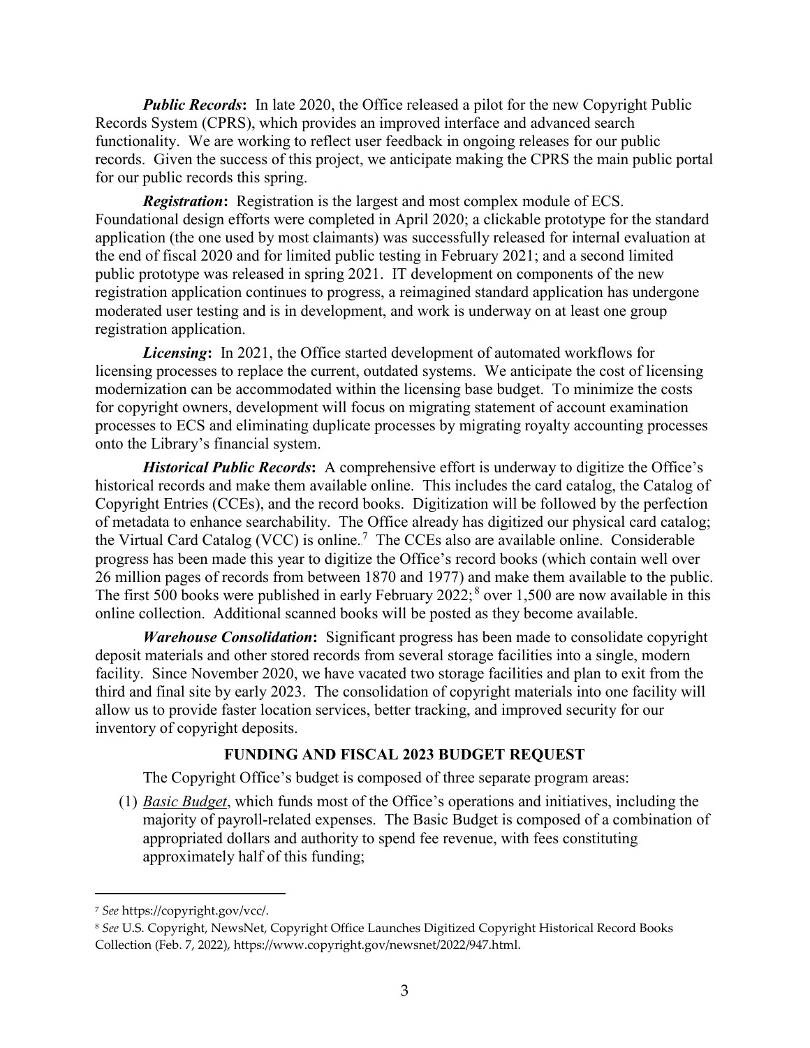***Public Records*:** In late 2020, the Office released a pilot for the new Copyright Public Records System (CPRS), which provides an improved interface and advanced search functionality. We are working to reflect user feedback in ongoing releases for our public records. Given the success of this project, we anticipate making the CPRS the main public portal for our public records this spring.

***Registration*:** Registration is the largest and most complex module of ECS. Foundational design efforts were completed in April 2020; a clickable prototype for the standard application (the one used by most claimants) was successfully released for internal evaluation at the end of fiscal 2020 and for limited public testing in February 2021; and a second limited public prototype was released in spring 2021. IT development on components of the new registration application continues to progress, a reimagined standard application has undergone moderated user testing and is in development, and work is underway on at least one group registration application.

***Licensing*:** In 2021, the Office started development of automated workflows for licensing processes to replace the current, outdated systems. We anticipate the cost of licensing modernization can be accommodated within the licensing base budget. To minimize the costs for copyright owners, development will focus on migrating statement of account examination processes to ECS and eliminating duplicate processes by migrating royalty accounting processes onto the Library's financial system.

***Historical Public Records*:** A comprehensive effort is underway to digitize the Office's historical records and make them available online. This includes the card catalog, the Catalog of Copyright Entries (CCEs), and the record books. Digitization will be followed by the perfection of metadata to enhance searchability. The Office already has digitized our physical card catalog; the Virtual Card Catalog (VCC) is online.[7] The CCEs also are available online. Considerable progress has been made this year to digitize the Office's record books (which contain well over 26 million pages of records from between 1870 and 1977) and make them available to the public. The first 500 books were published in early February 2022;[8] over 1,500 are now available in this online collection. Additional scanned books will be posted as they become available.

***Warehouse Consolidation*:** Significant progress has been made to consolidate copyright deposit materials and other stored records from several storage facilities into a single, modern facility. Since November 2020, we have vacated two storage facilities and plan to exit from the third and final site by early 2023. The consolidation of copyright materials into one facility will allow us to provide faster location services, better tracking, and improved security for our inventory of copyright deposits.

## FUNDING AND FISCAL 2023 BUDGET REQUEST

The Copyright Office's budget is composed of three separate program areas:

(1) *Basic Budget*, which funds most of the Office's operations and initiatives, including the majority of payroll-related expenses. The Basic Budget is composed of a combination of appropriated dollars and authority to spend fee revenue, with fees constituting approximately half of this funding;

---

[7] *See* https://copyright.gov/vcc/.

[8] *See* U.S. Copyright, NewsNet, Copyright Office Launches Digitized Copyright Historical Record Books Collection (Feb. 7, 2022), https://www.copyright.gov/newsnet/2022/947.html.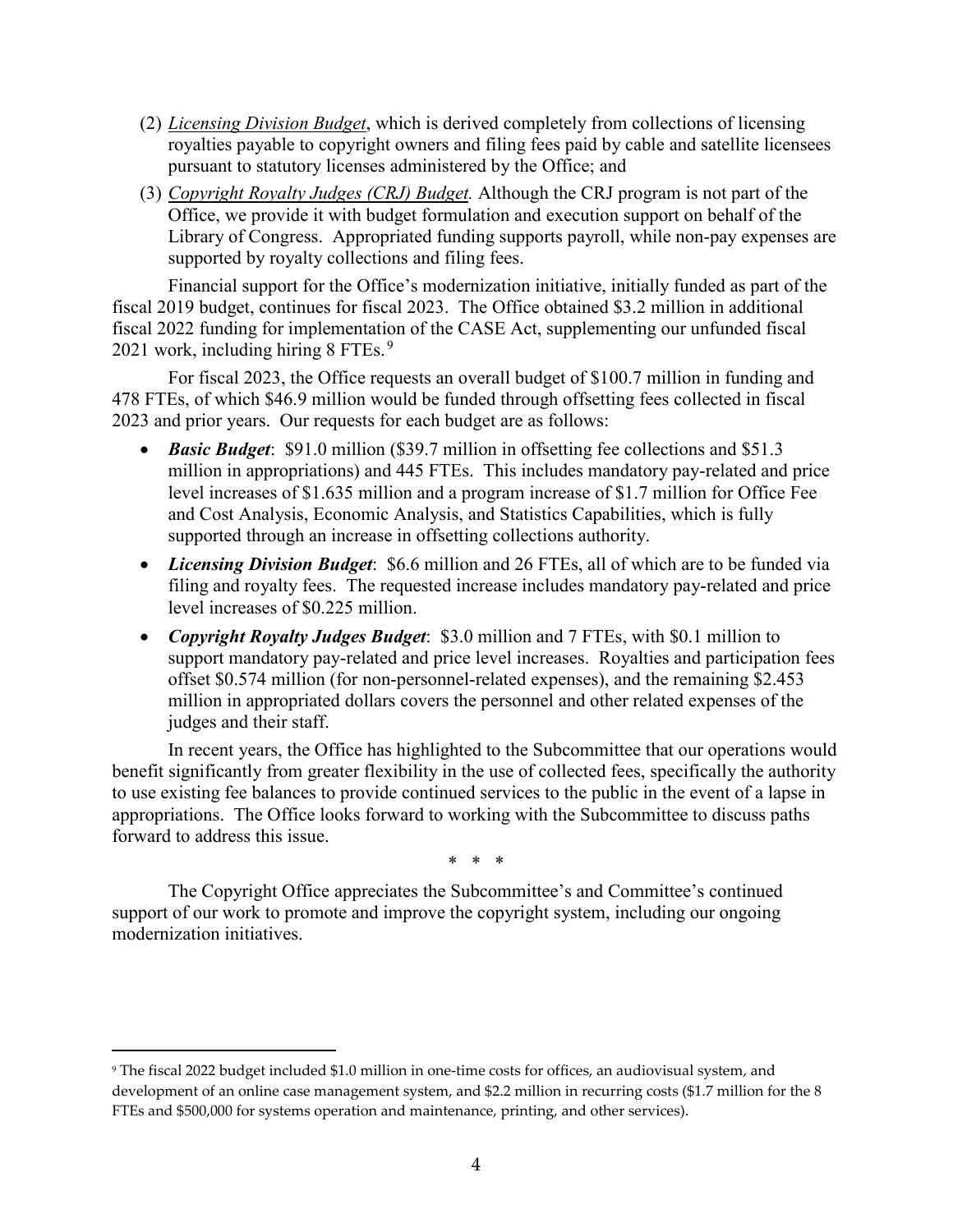(2) *Licensing Division Budget*, which is derived completely from collections of licensing royalties payable to copyright owners and filing fees paid by cable and satellite licensees pursuant to statutory licenses administered by the Office; and

(3) *Copyright Royalty Judges (CRJ) Budget.* Although the CRJ program is not part of the Office, we provide it with budget formulation and execution support on behalf of the Library of Congress. Appropriated funding supports payroll, while non-pay expenses are supported by royalty collections and filing fees.

Financial support for the Office's modernization initiative, initially funded as part of the fiscal 2019 budget, continues for fiscal 2023. The Office obtained $3.2 million in additional fiscal 2022 funding for implementation of the CASE Act, supplementing our unfunded fiscal 2021 work, including hiring 8 FTEs.[9]

For fiscal 2023, the Office requests an overall budget of $100.7 million in funding and 478 FTEs, of which $46.9 million would be funded through offsetting fees collected in fiscal 2023 and prior years. Our requests for each budget are as follows:

- ***Basic Budget***: $91.0 million ($39.7 million in offsetting fee collections and $51.3 million in appropriations) and 445 FTEs. This includes mandatory pay-related and price level increases of $1.635 million and a program increase of $1.7 million for Office Fee and Cost Analysis, Economic Analysis, and Statistics Capabilities, which is fully supported through an increase in offsetting collections authority.
- ***Licensing Division Budget***: $6.6 million and 26 FTEs, all of which are to be funded via filing and royalty fees. The requested increase includes mandatory pay-related and price level increases of $0.225 million.
- ***Copyright Royalty Judges Budget***: $3.0 million and 7 FTEs, with $0.1 million to support mandatory pay-related and price level increases. Royalties and participation fees offset $0.574 million (for non-personnel-related expenses), and the remaining $2.453 million in appropriated dollars covers the personnel and other related expenses of the judges and their staff.

In recent years, the Office has highlighted to the Subcommittee that our operations would benefit significantly from greater flexibility in the use of collected fees, specifically the authority to use existing fee balances to provide continued services to the public in the event of a lapse in appropriations. The Office looks forward to working with the Subcommittee to discuss paths forward to address this issue.

\* \* \*

The Copyright Office appreciates the Subcommittee's and Committee's continued support of our work to promote and improve the copyright system, including our ongoing modernization initiatives.

---

[9] The fiscal 2022 budget included $1.0 million in one-time costs for offices, an audiovisual system, and development of an online case management system, and $2.2 million in recurring costs ($1.7 million for the 8 FTEs and $500,000 for systems operation and maintenance, printing, and other services).